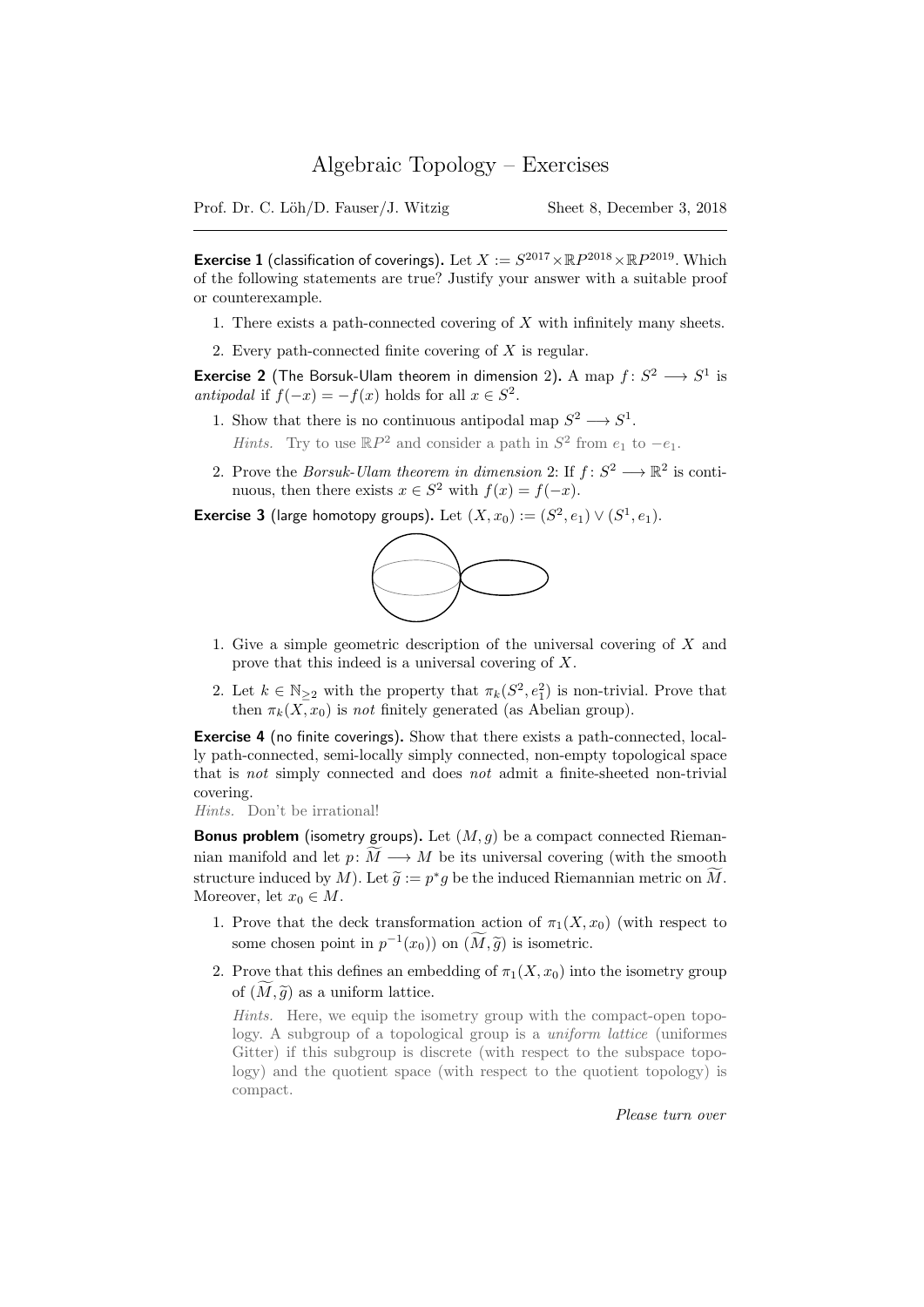# Algebraic Topology – Exercises

Prof. Dr. C. Löh/D. Fauser/J. Witzig — Sheet 8, December 3, 2018

---

**Exercise 1** (classification of coverings)**.** Let $X := S^{2017} \times \mathbb{R}P^{2018} \times \mathbb{R}P^{2019}$. Which of the following statements are true? Justify your answer with a suitable proof or counterexample.

1. There exists a path-connected covering of $X$ with infinitely many sheets.
2. Every path-connected finite covering of $X$ is regular.

**Exercise 2** (The Borsuk-Ulam theorem in dimension 2)**.** A map $f\colon S^2 \longrightarrow S^1$ is *antipodal* if $f(-x) = -f(x)$ holds for all $x \in S^2$.

1. Show that there is no continuous antipodal map $S^2 \longrightarrow S^1$.
   *Hints.* Try to use $\mathbb{R}P^2$ and consider a path in $S^2$ from $e_1$ to $-e_1$.
2. Prove the *Borsuk-Ulam theorem in dimension* 2: If $f\colon S^2 \longrightarrow \mathbb{R}^2$ is continuous, then there exists $x \in S^2$ with $f(x) = f(-x)$.

**Exercise 3** (large homotopy groups)**.** Let $(X, x_0) := (S^2, e_1) \vee (S^1, e_1)$.

1. Give a simple geometric description of the universal covering of $X$ and prove that this indeed is a universal covering of $X$.
2. Let $k \in \mathbb{N}_{\geq 2}$ with the property that $\pi_k(S^2, e_1^2)$ is non-trivial. Prove that then $\pi_k(X, x_0)$ is *not* finitely generated (as Abelian group).

**Exercise 4** (no finite coverings)**.** Show that there exists a path-connected, locally path-connected, semi-locally simply connected, non-empty topological space that is *not* simply connected and does *not* admit a finite-sheeted non-trivial covering.
*Hints.* Don't be irrational!

**Bonus problem** (isometry groups)**.** Let $(M, g)$ be a compact connected Riemannian manifold and let $p\colon \widetilde{M} \longrightarrow M$ be its universal covering (with the smooth structure induced by $M$). Let $\widetilde{g} := p^*g$ be the induced Riemannian metric on $\widetilde{M}$. Moreover, let $x_0 \in M$.

1. Prove that the deck transformation action of $\pi_1(X, x_0)$ (with respect to some chosen point in $p^{-1}(x_0)$) on $(\widetilde{M}, \widetilde{g})$ is isometric.
2. Prove that this defines an embedding of $\pi_1(X, x_0)$ into the isometry group of $(\widetilde{M}, \widetilde{g})$ as a uniform lattice.
   *Hints.* Here, we equip the isometry group with the compact-open topology. A subgroup of a topological group is a *uniform lattice* (uniformes Gitter) if this subgroup is discrete (with respect to the subspace topology) and the quotient space (with respect to the quotient topology) is compact.

*Please turn over*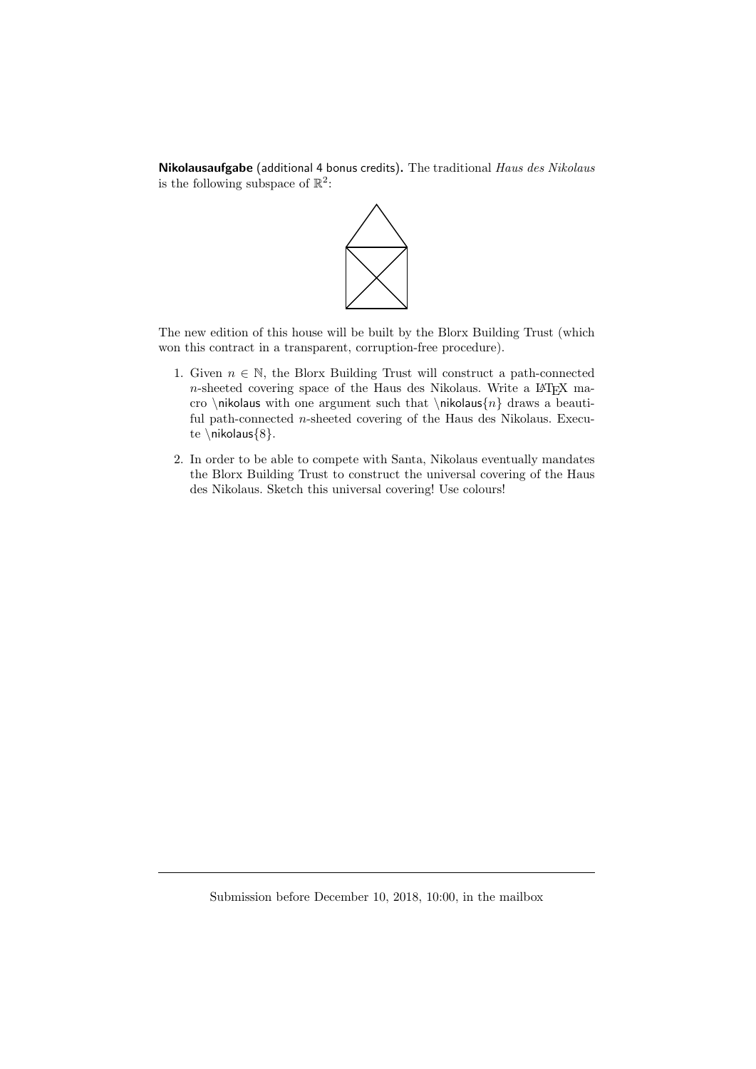**Nikolausaufgabe** (additional 4 bonus credits). The traditional *Haus des Nikolaus* is the following subspace of $\mathbb{R}^2$:

The new edition of this house will be built by the Blorx Building Trust (which won this contract in a transparent, corruption-free procedure).

1. Given $n \in \mathbb{N}$, the Blorx Building Trust will construct a path-connected $n$-sheeted covering space of the Haus des Nikolaus. Write a LaTeX macro \nikolaus with one argument such that \nikolaus{$n$} draws a beautiful path-connected $n$-sheeted covering of the Haus des Nikolaus. Execute \nikolaus{8}.

2. In order to be able to compete with Santa, Nikolaus eventually mandates the Blorx Building Trust to construct the universal covering of the Haus des Nikolaus. Sketch this universal covering! Use colours!

---

Submission before December 10, 2018, 10:00, in the mailbox